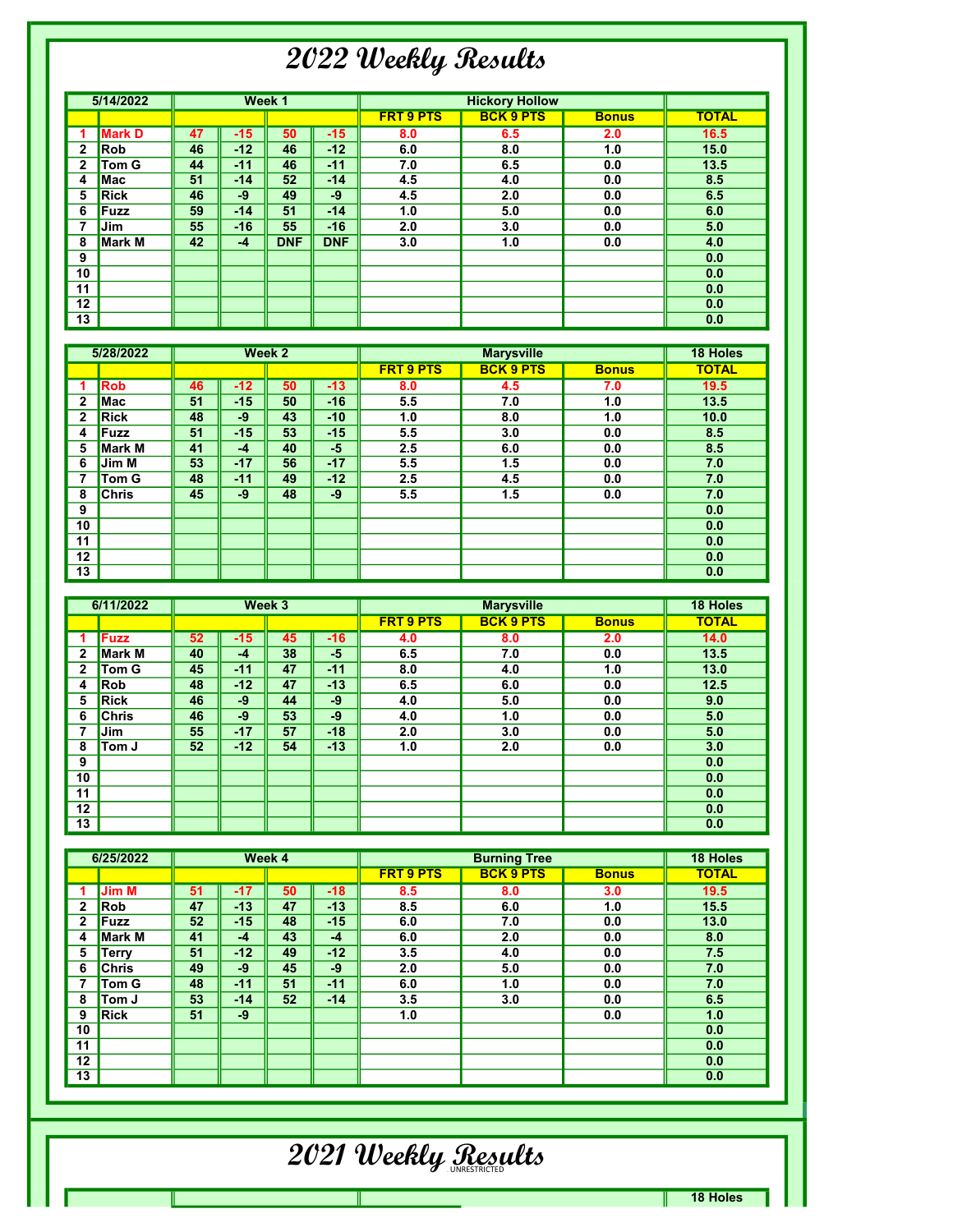# 2022 Weekly Results

| 5/14/2022 | | Week 1 | | | | Hickory Hollow | | | |
|---|---|---|---|---|---|---|---|---|---|
| | | | | | | FRT 9 PTS | BCK 9 PTS | Bonus | TOTAL |
| 1 | Mark D | 47 | -15 | 50 | -15 | 8.0 | 6.5 | 2.0 | 16.5 |
| 2 | Rob | 46 | -12 | 46 | -12 | 6.0 | 8.0 | 1.0 | 15.0 |
| 2 | Tom G | 44 | -11 | 46 | -11 | 7.0 | 6.5 | 0.0 | 13.5 |
| 4 | Mac | 51 | -14 | 52 | -14 | 4.5 | 4.0 | 0.0 | 8.5 |
| 5 | Rick | 46 | -9 | 49 | -9 | 4.5 | 2.0 | 0.0 | 6.5 |
| 6 | Fuzz | 59 | -14 | 51 | -14 | 1.0 | 5.0 | 0.0 | 6.0 |
| 7 | Jim | 55 | -16 | 55 | -16 | 2.0 | 3.0 | 0.0 | 5.0 |
| 8 | Mark M | 42 | -4 | DNF | DNF | 3.0 | 1.0 | 0.0 | 4.0 |
| 9 | | | | | | | | | 0.0 |
| 10 | | | | | | | | | 0.0 |
| 11 | | | | | | | | | 0.0 |
| 12 | | | | | | | | | 0.0 |
| 13 | | | | | | | | | 0.0 |

| 5/28/2022 | | Week 2 | | | | Marysville | | | 18 Holes |
|---|---|---|---|---|---|---|---|---|---|
| | | | | | | FRT 9 PTS | BCK 9 PTS | Bonus | TOTAL |
| 1 | Rob | 46 | -12 | 50 | -13 | 8.0 | 4.5 | 7.0 | 19.5 |
| 2 | Mac | 51 | -15 | 50 | -16 | 5.5 | 7.0 | 1.0 | 13.5 |
| 2 | Rick | 48 | -9 | 43 | -10 | 1.0 | 8.0 | 1.0 | 10.0 |
| 4 | Fuzz | 51 | -15 | 53 | -15 | 5.5 | 3.0 | 0.0 | 8.5 |
| 5 | Mark M | 41 | -4 | 40 | -5 | 2.5 | 6.0 | 0.0 | 8.5 |
| 6 | Jim M | 53 | -17 | 56 | -17 | 5.5 | 1.5 | 0.0 | 7.0 |
| 7 | Tom G | 48 | -11 | 49 | -12 | 2.5 | 4.5 | 0.0 | 7.0 |
| 8 | Chris | 45 | -9 | 48 | -9 | 5.5 | 1.5 | 0.0 | 7.0 |
| 9 | | | | | | | | | 0.0 |
| 10 | | | | | | | | | 0.0 |
| 11 | | | | | | | | | 0.0 |
| 12 | | | | | | | | | 0.0 |
| 13 | | | | | | | | | 0.0 |

| 6/11/2022 | | Week 3 | | | | Marysville | | | 18 Holes |
|---|---|---|---|---|---|---|---|---|---|
| | | | | | | FRT 9 PTS | BCK 9 PTS | Bonus | TOTAL |
| 1 | Fuzz | 52 | -15 | 45 | -16 | 4.0 | 8.0 | 2.0 | 14.0 |
| 2 | Mark M | 40 | -4 | 38 | -5 | 6.5 | 7.0 | 0.0 | 13.5 |
| 2 | Tom G | 45 | -11 | 47 | -11 | 8.0 | 4.0 | 1.0 | 13.0 |
| 4 | Rob | 48 | -12 | 47 | -13 | 6.5 | 6.0 | 0.0 | 12.5 |
| 5 | Rick | 46 | -9 | 44 | -9 | 4.0 | 5.0 | 0.0 | 9.0 |
| 6 | Chris | 46 | -9 | 53 | -9 | 4.0 | 1.0 | 0.0 | 5.0 |
| 7 | Jim | 55 | -17 | 57 | -18 | 2.0 | 3.0 | 0.0 | 5.0 |
| 8 | Tom J | 52 | -12 | 54 | -13 | 1.0 | 2.0 | 0.0 | 3.0 |
| 9 | | | | | | | | | 0.0 |
| 10 | | | | | | | | | 0.0 |
| 11 | | | | | | | | | 0.0 |
| 12 | | | | | | | | | 0.0 |
| 13 | | | | | | | | | 0.0 |

| 6/25/2022 | | Week 4 | | | | Burning Tree | | | 18 Holes |
|---|---|---|---|---|---|---|---|---|---|
| | | | | | | FRT 9 PTS | BCK 9 PTS | Bonus | TOTAL |
| 1 | Jim M | 51 | -17 | 50 | -18 | 8.5 | 8.0 | 3.0 | 19.5 |
| 2 | Rob | 47 | -13 | 47 | -13 | 8.5 | 6.0 | 1.0 | 15.5 |
| 2 | Fuzz | 52 | -15 | 48 | -15 | 6.0 | 7.0 | 0.0 | 13.0 |
| 4 | Mark M | 41 | -4 | 43 | -4 | 6.0 | 2.0 | 0.0 | 8.0 |
| 5 | Terry | 51 | -12 | 49 | -12 | 3.5 | 4.0 | 0.0 | 7.5 |
| 6 | Chris | 49 | -9 | 45 | -9 | 2.0 | 5.0 | 0.0 | 7.0 |
| 7 | Tom G | 48 | -11 | 51 | -11 | 6.0 | 1.0 | 0.0 | 7.0 |
| 8 | Tom J | 53 | -14 | 52 | -14 | 3.5 | 3.0 | 0.0 | 6.5 |
| 9 | Rick | 51 | -9 | | | 1.0 | | 0.0 | 1.0 |
| 10 | | | | | | | | | 0.0 |
| 11 | | | | | | | | | 0.0 |
| 12 | | | | | | | | | 0.0 |
| 13 | | | | | | | | | 0.0 |

# 2021 Weekly Results

| | | | | | | | | | 18 Holes |
|---|---|---|---|---|---|---|---|---|---|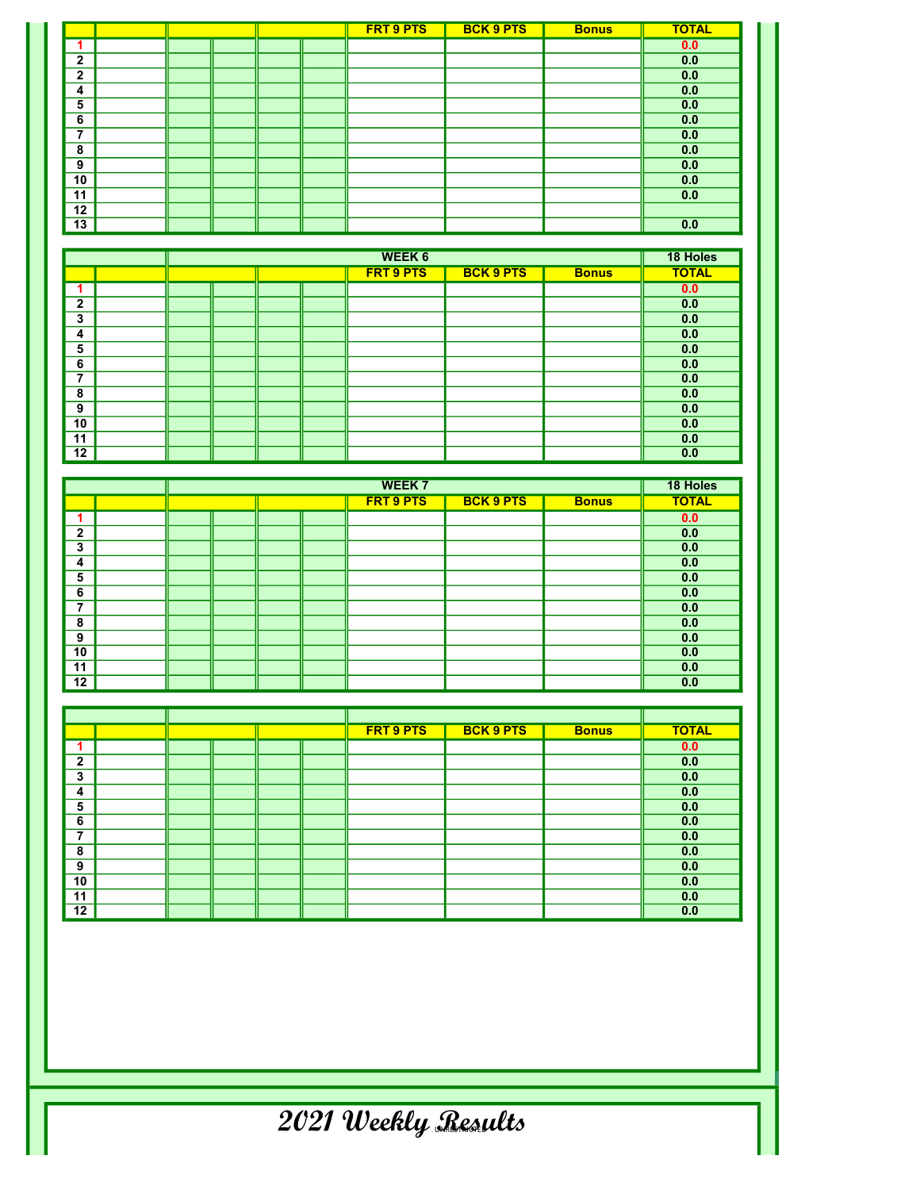| | | | | | | FRT 9 PTS | BCK 9 PTS | Bonus | TOTAL |
|---|---|---|---|---|---|---|---|---|---|
| 1 | | | | | | | | | 0.0 |
| 2 | | | | | | | | | 0.0 |
| 2 | | | | | | | | | 0.0 |
| 4 | | | | | | | | | 0.0 |
| 5 | | | | | | | | | 0.0 |
| 6 | | | | | | | | | 0.0 |
| 7 | | | | | | | | | 0.0 |
| 8 | | | | | | | | | 0.0 |
| 9 | | | | | | | | | 0.0 |
| 10 | | | | | | | | | 0.0 |
| 11 | | | | | | | | | 0.0 |
| 12 | | | | | | | | | |
| 13 | | | | | | | | | 0.0 |

| | | WEEK 6 | | | | | | | 18 Holes |
|---|---|---|---|---|---|---|---|---|---|
| | | | | | | FRT 9 PTS | BCK 9 PTS | Bonus | TOTAL |
| 1 | | | | | | | | | 0.0 |
| 2 | | | | | | | | | 0.0 |
| 3 | | | | | | | | | 0.0 |
| 4 | | | | | | | | | 0.0 |
| 5 | | | | | | | | | 0.0 |
| 6 | | | | | | | | | 0.0 |
| 7 | | | | | | | | | 0.0 |
| 8 | | | | | | | | | 0.0 |
| 9 | | | | | | | | | 0.0 |
| 10 | | | | | | | | | 0.0 |
| 11 | | | | | | | | | 0.0 |
| 12 | | | | | | | | | 0.0 |

| | | WEEK 7 | | | | | | | 18 Holes |
|---|---|---|---|---|---|---|---|---|---|
| | | | | | | FRT 9 PTS | BCK 9 PTS | Bonus | TOTAL |
| 1 | | | | | | | | | 0.0 |
| 2 | | | | | | | | | 0.0 |
| 3 | | | | | | | | | 0.0 |
| 4 | | | | | | | | | 0.0 |
| 5 | | | | | | | | | 0.0 |
| 6 | | | | | | | | | 0.0 |
| 7 | | | | | | | | | 0.0 |
| 8 | | | | | | | | | 0.0 |
| 9 | | | | | | | | | 0.0 |
| 10 | | | | | | | | | 0.0 |
| 11 | | | | | | | | | 0.0 |
| 12 | | | | | | | | | 0.0 |

| | | | | | | | | | |
|---|---|---|---|---|---|---|---|---|---|
| | | | | | | FRT 9 PTS | BCK 9 PTS | Bonus | TOTAL |
| 1 | | | | | | | | | 0.0 |
| 2 | | | | | | | | | 0.0 |
| 3 | | | | | | | | | 0.0 |
| 4 | | | | | | | | | 0.0 |
| 5 | | | | | | | | | 0.0 |
| 6 | | | | | | | | | 0.0 |
| 7 | | | | | | | | | 0.0 |
| 8 | | | | | | | | | 0.0 |
| 9 | | | | | | | | | 0.0 |
| 10 | | | | | | | | | 0.0 |
| 11 | | | | | | | | | 0.0 |
| 12 | | | | | | | | | 0.0 |

# *2021 Weekly Results*

UNRESTRICTED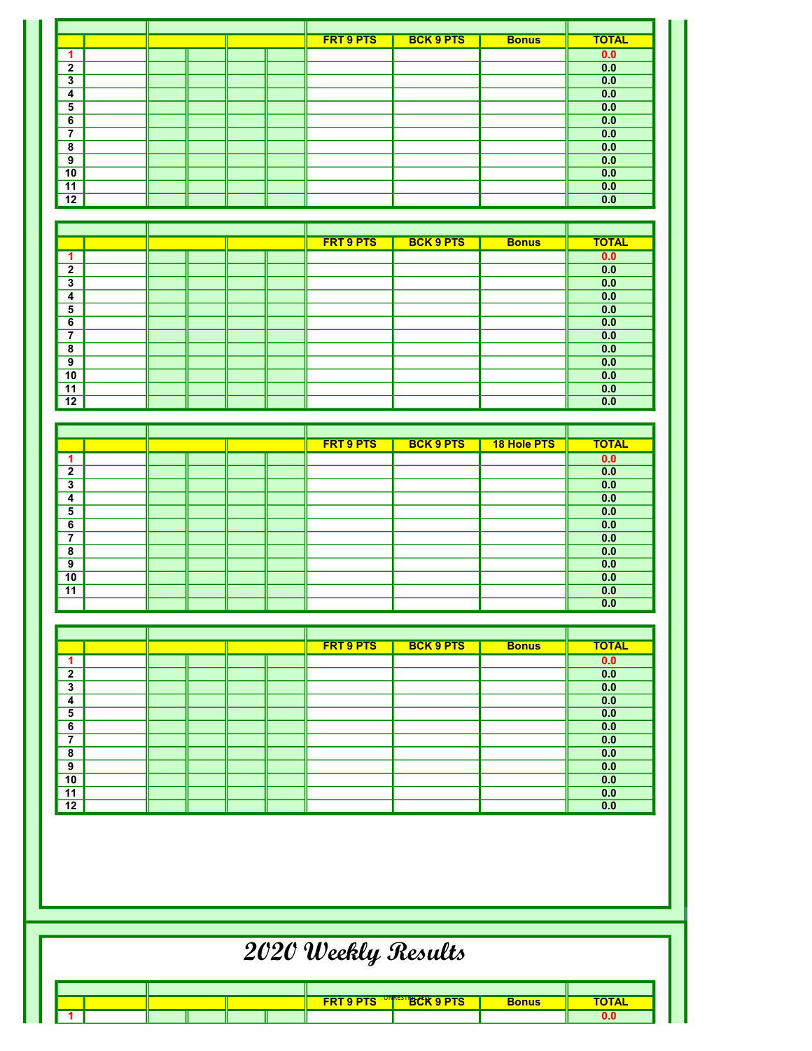| | | | | | | FRT 9 PTS | BCK 9 PTS | Bonus | TOTAL |
|---|---|---|---|---|---|---|---|---|---|
| 1 | | | | | | | | | 0.0 |
| 2 | | | | | | | | | 0.0 |
| 3 | | | | | | | | | 0.0 |
| 4 | | | | | | | | | 0.0 |
| 5 | | | | | | | | | 0.0 |
| 6 | | | | | | | | | 0.0 |
| 7 | | | | | | | | | 0.0 |
| 8 | | | | | | | | | 0.0 |
| 9 | | | | | | | | | 0.0 |
| 10 | | | | | | | | | 0.0 |
| 11 | | | | | | | | | 0.0 |
| 12 | | | | | | | | | 0.0 |

| | | | | | | FRT 9 PTS | BCK 9 PTS | Bonus | TOTAL |
|---|---|---|---|---|---|---|---|---|---|
| 1 | | | | | | | | | 0.0 |
| 2 | | | | | | | | | 0.0 |
| 3 | | | | | | | | | 0.0 |
| 4 | | | | | | | | | 0.0 |
| 5 | | | | | | | | | 0.0 |
| 6 | | | | | | | | | 0.0 |
| 7 | | | | | | | | | 0.0 |
| 8 | | | | | | | | | 0.0 |
| 9 | | | | | | | | | 0.0 |
| 10 | | | | | | | | | 0.0 |
| 11 | | | | | | | | | 0.0 |
| 12 | | | | | | | | | 0.0 |

| | | | | | | FRT 9 PTS | BCK 9 PTS | 18 Hole PTS | TOTAL |
|---|---|---|---|---|---|---|---|---|---|
| 1 | | | | | | | | | 0.0 |
| 2 | | | | | | | | | 0.0 |
| 3 | | | | | | | | | 0.0 |
| 4 | | | | | | | | | 0.0 |
| 5 | | | | | | | | | 0.0 |
| 6 | | | | | | | | | 0.0 |
| 7 | | | | | | | | | 0.0 |
| 8 | | | | | | | | | 0.0 |
| 9 | | | | | | | | | 0.0 |
| 10 | | | | | | | | | 0.0 |
| 11 | | | | | | | | | 0.0 |
| | | | | | | | | | 0.0 |

| | | | | | | FRT 9 PTS | BCK 9 PTS | Bonus | TOTAL |
|---|---|---|---|---|---|---|---|---|---|
| 1 | | | | | | | | | 0.0 |
| 2 | | | | | | | | | 0.0 |
| 3 | | | | | | | | | 0.0 |
| 4 | | | | | | | | | 0.0 |
| 5 | | | | | | | | | 0.0 |
| 6 | | | | | | | | | 0.0 |
| 7 | | | | | | | | | 0.0 |
| 8 | | | | | | | | | 0.0 |
| 9 | | | | | | | | | 0.0 |
| 10 | | | | | | | | | 0.0 |
| 11 | | | | | | | | | 0.0 |
| 12 | | | | | | | | | 0.0 |

# 2020 Weekly Results

| | | | | | | FRT 9 PTS | BCK 9 PTS | Bonus | TOTAL |
|---|---|---|---|---|---|---|---|---|---|
| 1 | | | | | | | | | 0.0 |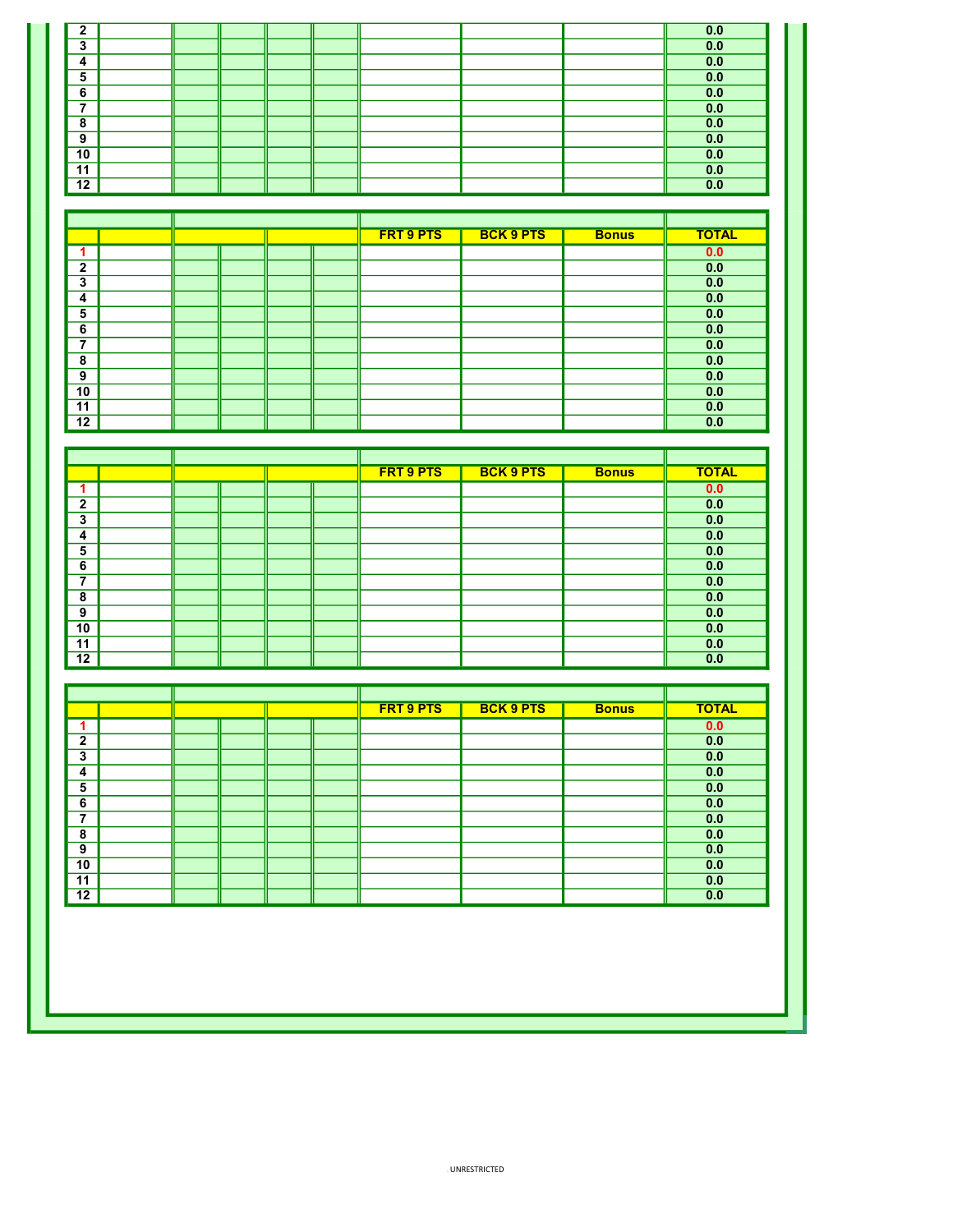| | | | | | | FRT 9 PTS | BCK 9 PTS | Bonus | TOTAL |
|---|---|---|---|---|---|---|---|---|---|
| 2 | | | | | | | | | 0.0 |
| 3 | | | | | | | | | 0.0 |
| 4 | | | | | | | | | 0.0 |
| 5 | | | | | | | | | 0.0 |
| 6 | | | | | | | | | 0.0 |
| 7 | | | | | | | | | 0.0 |
| 8 | | | | | | | | | 0.0 |
| 9 | | | | | | | | | 0.0 |
| 10 | | | | | | | | | 0.0 |
| 11 | | | | | | | | | 0.0 |
| 12 | | | | | | | | | 0.0 |

| | | | | | | FRT 9 PTS | BCK 9 PTS | Bonus | TOTAL |
|---|---|---|---|---|---|---|---|---|---|
| 1 | | | | | | | | | 0.0 |
| 2 | | | | | | | | | 0.0 |
| 3 | | | | | | | | | 0.0 |
| 4 | | | | | | | | | 0.0 |
| 5 | | | | | | | | | 0.0 |
| 6 | | | | | | | | | 0.0 |
| 7 | | | | | | | | | 0.0 |
| 8 | | | | | | | | | 0.0 |
| 9 | | | | | | | | | 0.0 |
| 10 | | | | | | | | | 0.0 |
| 11 | | | | | | | | | 0.0 |
| 12 | | | | | | | | | 0.0 |

| | | | | | | FRT 9 PTS | BCK 9 PTS | Bonus | TOTAL |
|---|---|---|---|---|---|---|---|---|---|
| 1 | | | | | | | | | 0.0 |
| 2 | | | | | | | | | 0.0 |
| 3 | | | | | | | | | 0.0 |
| 4 | | | | | | | | | 0.0 |
| 5 | | | | | | | | | 0.0 |
| 6 | | | | | | | | | 0.0 |
| 7 | | | | | | | | | 0.0 |
| 8 | | | | | | | | | 0.0 |
| 9 | | | | | | | | | 0.0 |
| 10 | | | | | | | | | 0.0 |
| 11 | | | | | | | | | 0.0 |
| 12 | | | | | | | | | 0.0 |

| | | | | | | FRT 9 PTS | BCK 9 PTS | Bonus | TOTAL |
|---|---|---|---|---|---|---|---|---|---|
| 1 | | | | | | | | | 0.0 |
| 2 | | | | | | | | | 0.0 |
| 3 | | | | | | | | | 0.0 |
| 4 | | | | | | | | | 0.0 |
| 5 | | | | | | | | | 0.0 |
| 6 | | | | | | | | | 0.0 |
| 7 | | | | | | | | | 0.0 |
| 8 | | | | | | | | | 0.0 |
| 9 | | | | | | | | | 0.0 |
| 10 | | | | | | | | | 0.0 |
| 11 | | | | | | | | | 0.0 |
| 12 | | | | | | | | | 0.0 |

UNRESTRICTED